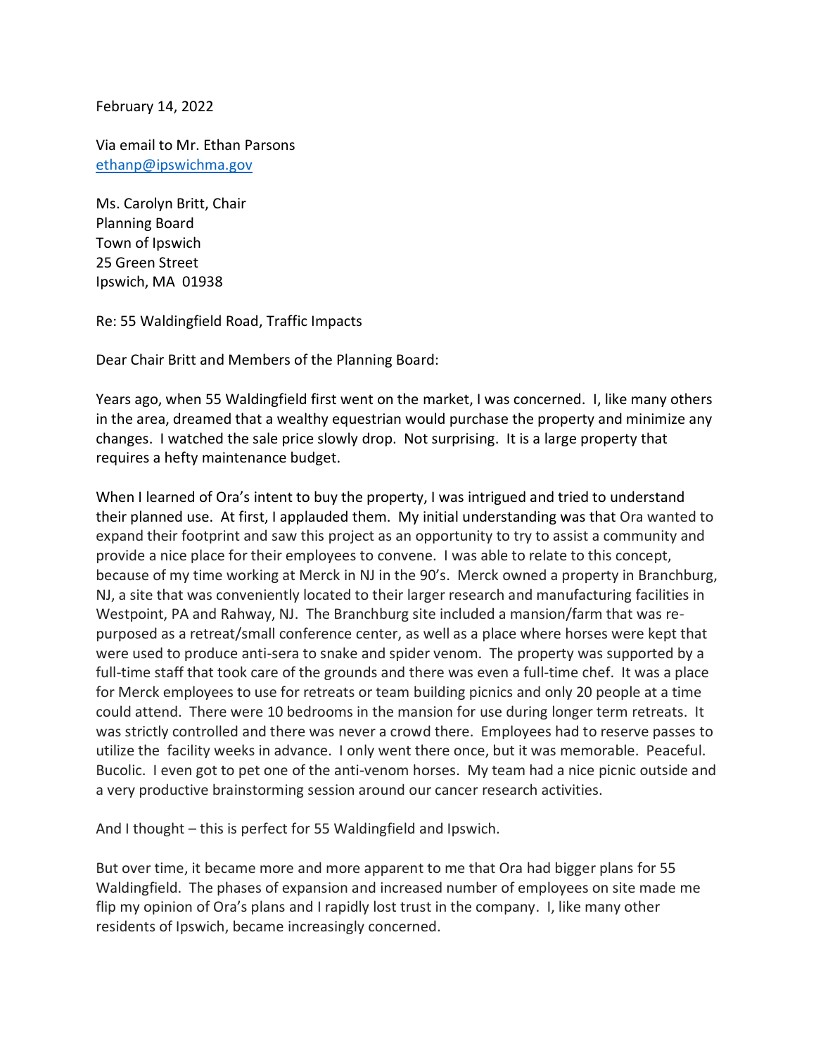February 14, 2022

Via email to Mr. Ethan Parsons
ethanp@ipswichma.gov

Ms. Carolyn Britt, Chair
Planning Board
Town of Ipswich
25 Green Street
Ipswich, MA 01938

Re: 55 Waldingfield Road, Traffic Impacts

Dear Chair Britt and Members of the Planning Board:

Years ago, when 55 Waldingfield first went on the market, I was concerned. I, like many others in the area, dreamed that a wealthy equestrian would purchase the property and minimize any changes. I watched the sale price slowly drop. Not surprising. It is a large property that requires a hefty maintenance budget.

When I learned of Ora's intent to buy the property, I was intrigued and tried to understand their planned use. At first, I applauded them. My initial understanding was that Ora wanted to expand their footprint and saw this project as an opportunity to try to assist a community and provide a nice place for their employees to convene. I was able to relate to this concept, because of my time working at Merck in NJ in the 90's. Merck owned a property in Branchburg, NJ, a site that was conveniently located to their larger research and manufacturing facilities in Westpoint, PA and Rahway, NJ. The Branchburg site included a mansion/farm that was re-purposed as a retreat/small conference center, as well as a place where horses were kept that were used to produce anti-sera to snake and spider venom. The property was supported by a full-time staff that took care of the grounds and there was even a full-time chef. It was a place for Merck employees to use for retreats or team building picnics and only 20 people at a time could attend. There were 10 bedrooms in the mansion for use during longer term retreats. It was strictly controlled and there was never a crowd there. Employees had to reserve passes to utilize the facility weeks in advance. I only went there once, but it was memorable. Peaceful. Bucolic. I even got to pet one of the anti-venom horses. My team had a nice picnic outside and a very productive brainstorming session around our cancer research activities.

And I thought – this is perfect for 55 Waldingfield and Ipswich.

But over time, it became more and more apparent to me that Ora had bigger plans for 55 Waldingfield. The phases of expansion and increased number of employees on site made me flip my opinion of Ora's plans and I rapidly lost trust in the company. I, like many other residents of Ipswich, became increasingly concerned.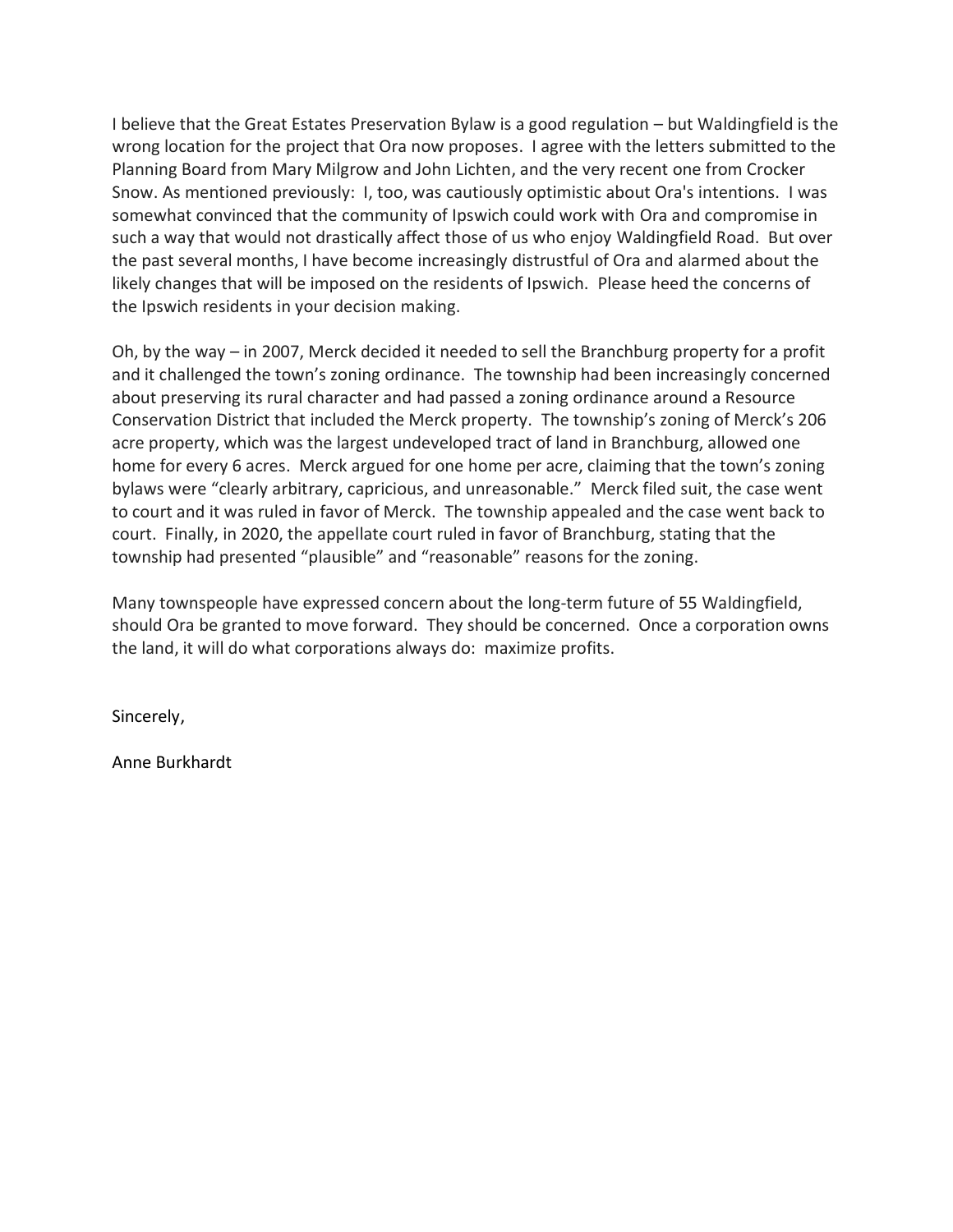I believe that the Great Estates Preservation Bylaw is a good regulation – but Waldingfield is the wrong location for the project that Ora now proposes. I agree with the letters submitted to the Planning Board from Mary Milgrow and John Lichten, and the very recent one from Crocker Snow. As mentioned previously: I, too, was cautiously optimistic about Ora's intentions. I was somewhat convinced that the community of Ipswich could work with Ora and compromise in such a way that would not drastically affect those of us who enjoy Waldingfield Road. But over the past several months, I have become increasingly distrustful of Ora and alarmed about the likely changes that will be imposed on the residents of Ipswich. Please heed the concerns of the Ipswich residents in your decision making.

Oh, by the way – in 2007, Merck decided it needed to sell the Branchburg property for a profit and it challenged the town's zoning ordinance. The township had been increasingly concerned about preserving its rural character and had passed a zoning ordinance around a Resource Conservation District that included the Merck property. The township's zoning of Merck's 206 acre property, which was the largest undeveloped tract of land in Branchburg, allowed one home for every 6 acres. Merck argued for one home per acre, claiming that the town's zoning bylaws were "clearly arbitrary, capricious, and unreasonable." Merck filed suit, the case went to court and it was ruled in favor of Merck. The township appealed and the case went back to court. Finally, in 2020, the appellate court ruled in favor of Branchburg, stating that the township had presented "plausible" and "reasonable" reasons for the zoning.

Many townspeople have expressed concern about the long-term future of 55 Waldingfield, should Ora be granted to move forward. They should be concerned. Once a corporation owns the land, it will do what corporations always do: maximize profits.

Sincerely,

Anne Burkhardt